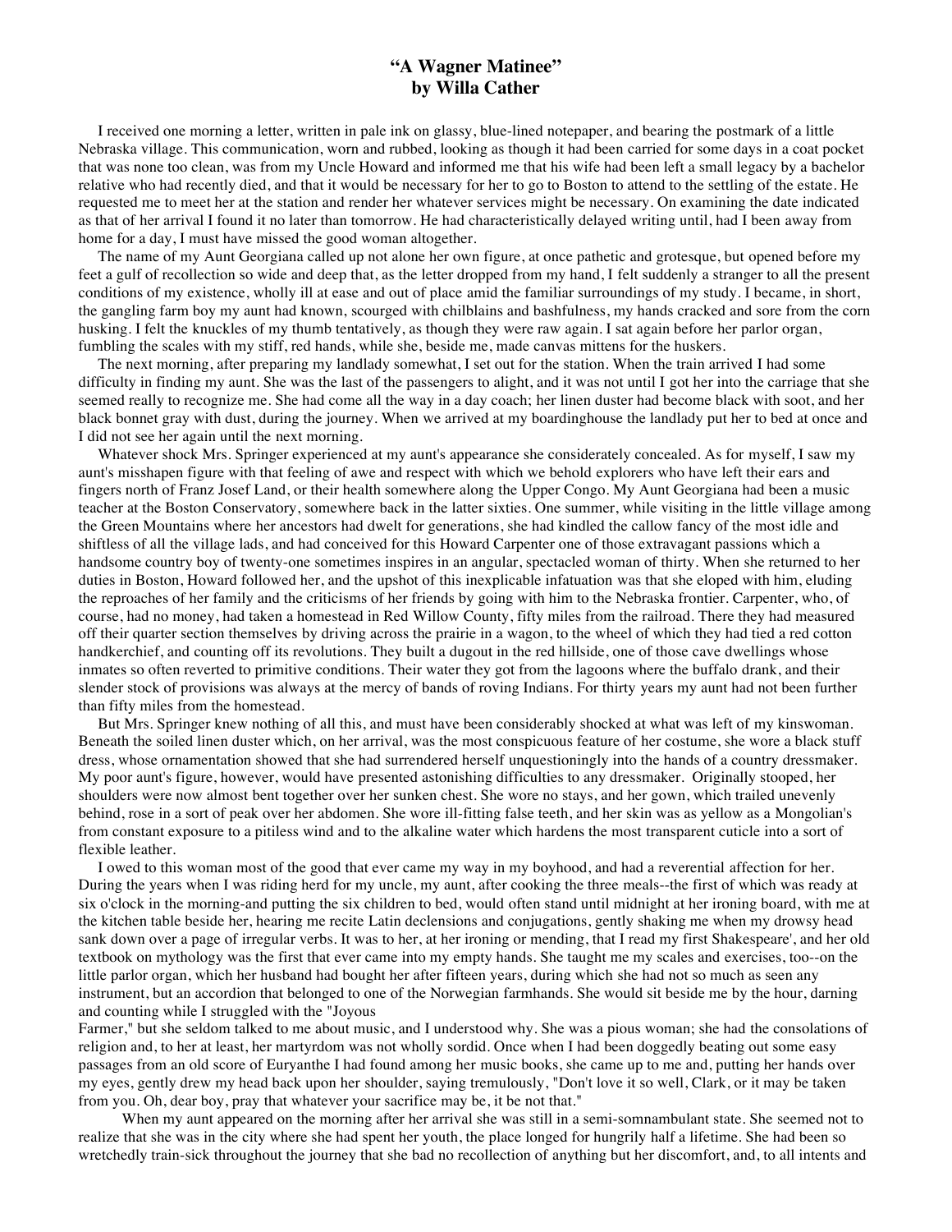# "A Wagner Matinee"
# by Willa Cather

I received one morning a letter, written in pale ink on glassy, blue-lined notepaper, and bearing the postmark of a little Nebraska village. This communication, worn and rubbed, looking as though it had been carried for some days in a coat pocket that was none too clean, was from my Uncle Howard and informed me that his wife had been left a small legacy by a bachelor relative who had recently died, and that it would be necessary for her to go to Boston to attend to the settling of the estate. He requested me to meet her at the station and render her whatever services might be necessary. On examining the date indicated as that of her arrival I found it no later than tomorrow. He had characteristically delayed writing until, had I been away from home for a day, I must have missed the good woman altogether.

The name of my Aunt Georgiana called up not alone her own figure, at once pathetic and grotesque, but opened before my feet a gulf of recollection so wide and deep that, as the letter dropped from my hand, I felt suddenly a stranger to all the present conditions of my existence, wholly ill at ease and out of place amid the familiar surroundings of my study. I became, in short, the gangling farm boy my aunt had known, scourged with chilblains and bashfulness, my hands cracked and sore from the corn husking. I felt the knuckles of my thumb tentatively, as though they were raw again. I sat again before her parlor organ, fumbling the scales with my stiff, red hands, while she, beside me, made canvas mittens for the huskers.

The next morning, after preparing my landlady somewhat, I set out for the station. When the train arrived I had some difficulty in finding my aunt. She was the last of the passengers to alight, and it was not until I got her into the carriage that she seemed really to recognize me. She had come all the way in a day coach; her linen duster had become black with soot, and her black bonnet gray with dust, during the journey. When we arrived at my boardinghouse the landlady put her to bed at once and I did not see her again until the next morning.

Whatever shock Mrs. Springer experienced at my aunt's appearance she considerately concealed. As for myself, I saw my aunt's misshapen figure with that feeling of awe and respect with which we behold explorers who have left their ears and fingers north of Franz Josef Land, or their health somewhere along the Upper Congo. My Aunt Georgiana had been a music teacher at the Boston Conservatory, somewhere back in the latter sixties. One summer, while visiting in the little village among the Green Mountains where her ancestors had dwelt for generations, she had kindled the callow fancy of the most idle and shiftless of all the village lads, and had conceived for this Howard Carpenter one of those extravagant passions which a handsome country boy of twenty-one sometimes inspires in an angular, spectacled woman of thirty. When she returned to her duties in Boston, Howard followed her, and the upshot of this inexplicable infatuation was that she eloped with him, eluding the reproaches of her family and the criticisms of her friends by going with him to the Nebraska frontier. Carpenter, who, of course, had no money, had taken a homestead in Red Willow County, fifty miles from the railroad. There they had measured off their quarter section themselves by driving across the prairie in a wagon, to the wheel of which they had tied a red cotton handkerchief, and counting off its revolutions. They built a dugout in the red hillside, one of those cave dwellings whose inmates so often reverted to primitive conditions. Their water they got from the lagoons where the buffalo drank, and their slender stock of provisions was always at the mercy of bands of roving Indians. For thirty years my aunt had not been further than fifty miles from the homestead.

But Mrs. Springer knew nothing of all this, and must have been considerably shocked at what was left of my kinswoman. Beneath the soiled linen duster which, on her arrival, was the most conspicuous feature of her costume, she wore a black stuff dress, whose ornamentation showed that she had surrendered herself unquestioningly into the hands of a country dressmaker. My poor aunt's figure, however, would have presented astonishing difficulties to any dressmaker. Originally stooped, her shoulders were now almost bent together over her sunken chest. She wore no stays, and her gown, which trailed unevenly behind, rose in a sort of peak over her abdomen. She wore ill-fitting false teeth, and her skin was as yellow as a Mongolian's from constant exposure to a pitiless wind and to the alkaline water which hardens the most transparent cuticle into a sort of flexible leather.

I owed to this woman most of the good that ever came my way in my boyhood, and had a reverential affection for her. During the years when I was riding herd for my uncle, my aunt, after cooking the three meals--the first of which was ready at six o'clock in the morning-and putting the six children to bed, would often stand until midnight at her ironing board, with me at the kitchen table beside her, hearing me recite Latin declensions and conjugations, gently shaking me when my drowsy head sank down over a page of irregular verbs. It was to her, at her ironing or mending, that I read my first Shakespeare', and her old textbook on mythology was the first that ever came into my empty hands. She taught me my scales and exercises, too--on the little parlor organ, which her husband had bought her after fifteen years, during which she had not so much as seen any instrument, but an accordion that belonged to one of the Norwegian farmhands. She would sit beside me by the hour, darning and counting while I struggled with the "Joyous Farmer," but she seldom talked to me about music, and I understood why. She was a pious woman; she had the consolations of religion and, to her at least, her martyrdom was not wholly sordid. Once when I had been doggedly beating out some easy passages from an old score of Euryanthe I had found among her music books, she came up to me and, putting her hands over my eyes, gently drew my head back upon her shoulder, saying tremulously, "Don't love it so well, Clark, or it may be taken from you. Oh, dear boy, pray that whatever your sacrifice may be, it be not that."

When my aunt appeared on the morning after her arrival she was still in a semi-somnambulant state. She seemed not to realize that she was in the city where she had spent her youth, the place longed for hungrily half a lifetime. She had been so wretchedly train-sick throughout the journey that she bad no recollection of anything but her discomfort, and, to all intents and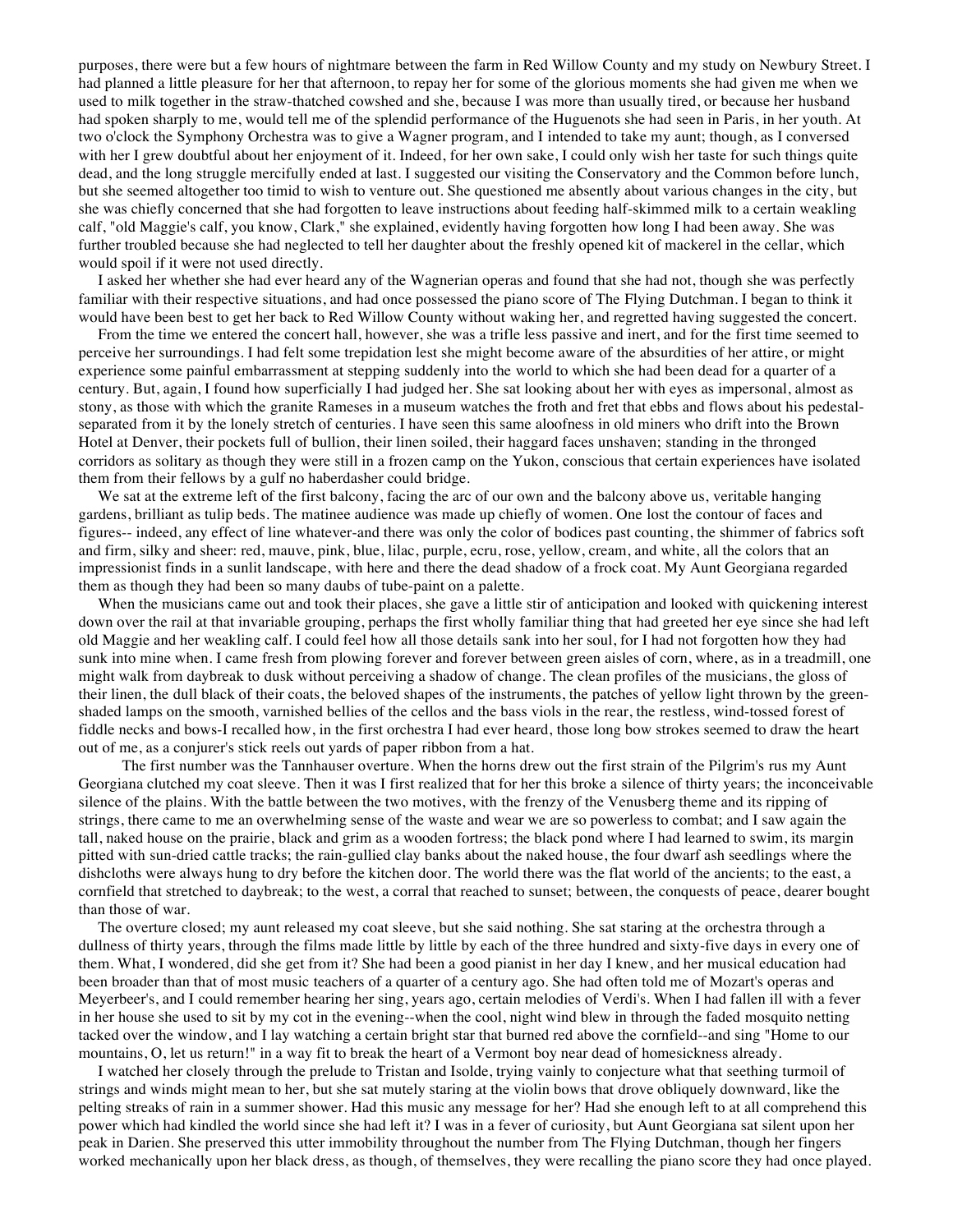purposes, there were but a few hours of nightmare between the farm in Red Willow County and my study on Newbury Street. I had planned a little pleasure for her that afternoon, to repay her for some of the glorious moments she had given me when we used to milk together in the straw-thatched cowshed and she, because I was more than usually tired, or because her husband had spoken sharply to me, would tell me of the splendid performance of the Huguenots she had seen in Paris, in her youth. At two o'clock the Symphony Orchestra was to give a Wagner program, and I intended to take my aunt; though, as I conversed with her I grew doubtful about her enjoyment of it. Indeed, for her own sake, I could only wish her taste for such things quite dead, and the long struggle mercifully ended at last. I suggested our visiting the Conservatory and the Common before lunch, but she seemed altogether too timid to wish to venture out. She questioned me absently about various changes in the city, but she was chiefly concerned that she had forgotten to leave instructions about feeding half-skimmed milk to a certain weakling calf, "old Maggie's calf, you know, Clark," she explained, evidently having forgotten how long I had been away. She was further troubled because she had neglected to tell her daughter about the freshly opened kit of mackerel in the cellar, which would spoil if it were not used directly.

I asked her whether she had ever heard any of the Wagnerian operas and found that she had not, though she was perfectly familiar with their respective situations, and had once possessed the piano score of The Flying Dutchman. I began to think it would have been best to get her back to Red Willow County without waking her, and regretted having suggested the concert.

From the time we entered the concert hall, however, she was a trifle less passive and inert, and for the first time seemed to perceive her surroundings. I had felt some trepidation lest she might become aware of the absurdities of her attire, or might experience some painful embarrassment at stepping suddenly into the world to which she had been dead for a quarter of a century. But, again, I found how superficially I had judged her. She sat looking about her with eyes as impersonal, almost as stony, as those with which the granite Rameses in a museum watches the froth and fret that ebbs and flows about his pedestal-separated from it by the lonely stretch of centuries. I have seen this same aloofness in old miners who drift into the Brown Hotel at Denver, their pockets full of bullion, their linen soiled, their haggard faces unshaven; standing in the thronged corridors as solitary as though they were still in a frozen camp on the Yukon, conscious that certain experiences have isolated them from their fellows by a gulf no haberdasher could bridge.

We sat at the extreme left of the first balcony, facing the arc of our own and the balcony above us, veritable hanging gardens, brilliant as tulip beds. The matinee audience was made up chiefly of women. One lost the contour of faces and figures-- indeed, any effect of line whatever-and there was only the color of bodices past counting, the shimmer of fabrics soft and firm, silky and sheer: red, mauve, pink, blue, lilac, purple, ecru, rose, yellow, cream, and white, all the colors that an impressionist finds in a sunlit landscape, with here and there the dead shadow of a frock coat. My Aunt Georgiana regarded them as though they had been so many daubs of tube-paint on a palette.

When the musicians came out and took their places, she gave a little stir of anticipation and looked with quickening interest down over the rail at that invariable grouping, perhaps the first wholly familiar thing that had greeted her eye since she had left old Maggie and her weakling calf. I could feel how all those details sank into her soul, for I had not forgotten how they had sunk into mine when. I came fresh from plowing forever and forever between green aisles of corn, where, as in a treadmill, one might walk from daybreak to dusk without perceiving a shadow of change. The clean profiles of the musicians, the gloss of their linen, the dull black of their coats, the beloved shapes of the instruments, the patches of yellow light thrown by the green-shaded lamps on the smooth, varnished bellies of the cellos and the bass viols in the rear, the restless, wind-tossed forest of fiddle necks and bows-I recalled how, in the first orchestra I had ever heard, those long bow strokes seemed to draw the heart out of me, as a conjurer's stick reels out yards of paper ribbon from a hat.

The first number was the Tannhauser overture. When the horns drew out the first strain of the Pilgrim's rus my Aunt Georgiana clutched my coat sleeve. Then it was I first realized that for her this broke a silence of thirty years; the inconceivable silence of the plains. With the battle between the two motives, with the frenzy of the Venusberg theme and its ripping of strings, there came to me an overwhelming sense of the waste and wear we are so powerless to combat; and I saw again the tall, naked house on the prairie, black and grim as a wooden fortress; the black pond where I had learned to swim, its margin pitted with sun-dried cattle tracks; the rain-gullied clay banks about the naked house, the four dwarf ash seedlings where the dishcloths were always hung to dry before the kitchen door. The world there was the flat world of the ancients; to the east, a cornfield that stretched to daybreak; to the west, a corral that reached to sunset; between, the conquests of peace, dearer bought than those of war.

The overture closed; my aunt released my coat sleeve, but she said nothing. She sat staring at the orchestra through a dullness of thirty years, through the films made little by little by each of the three hundred and sixty-five days in every one of them. What, I wondered, did she get from it? She had been a good pianist in her day I knew, and her musical education had been broader than that of most music teachers of a quarter of a century ago. She had often told me of Mozart's operas and Meyerbeer's, and I could remember hearing her sing, years ago, certain melodies of Verdi's. When I had fallen ill with a fever in her house she used to sit by my cot in the evening--when the cool, night wind blew in through the faded mosquito netting tacked over the window, and I lay watching a certain bright star that burned red above the cornfield--and sing "Home to our mountains, O, let us return!" in a way fit to break the heart of a Vermont boy near dead of homesickness already.

I watched her closely through the prelude to Tristan and Isolde, trying vainly to conjecture what that seething turmoil of strings and winds might mean to her, but she sat mutely staring at the violin bows that drove obliquely downward, like the pelting streaks of rain in a summer shower. Had this music any message for her? Had she enough left to at all comprehend this power which had kindled the world since she had left it? I was in a fever of curiosity, but Aunt Georgiana sat silent upon her peak in Darien. She preserved this utter immobility throughout the number from The Flying Dutchman, though her fingers worked mechanically upon her black dress, as though, of themselves, they were recalling the piano score they had once played.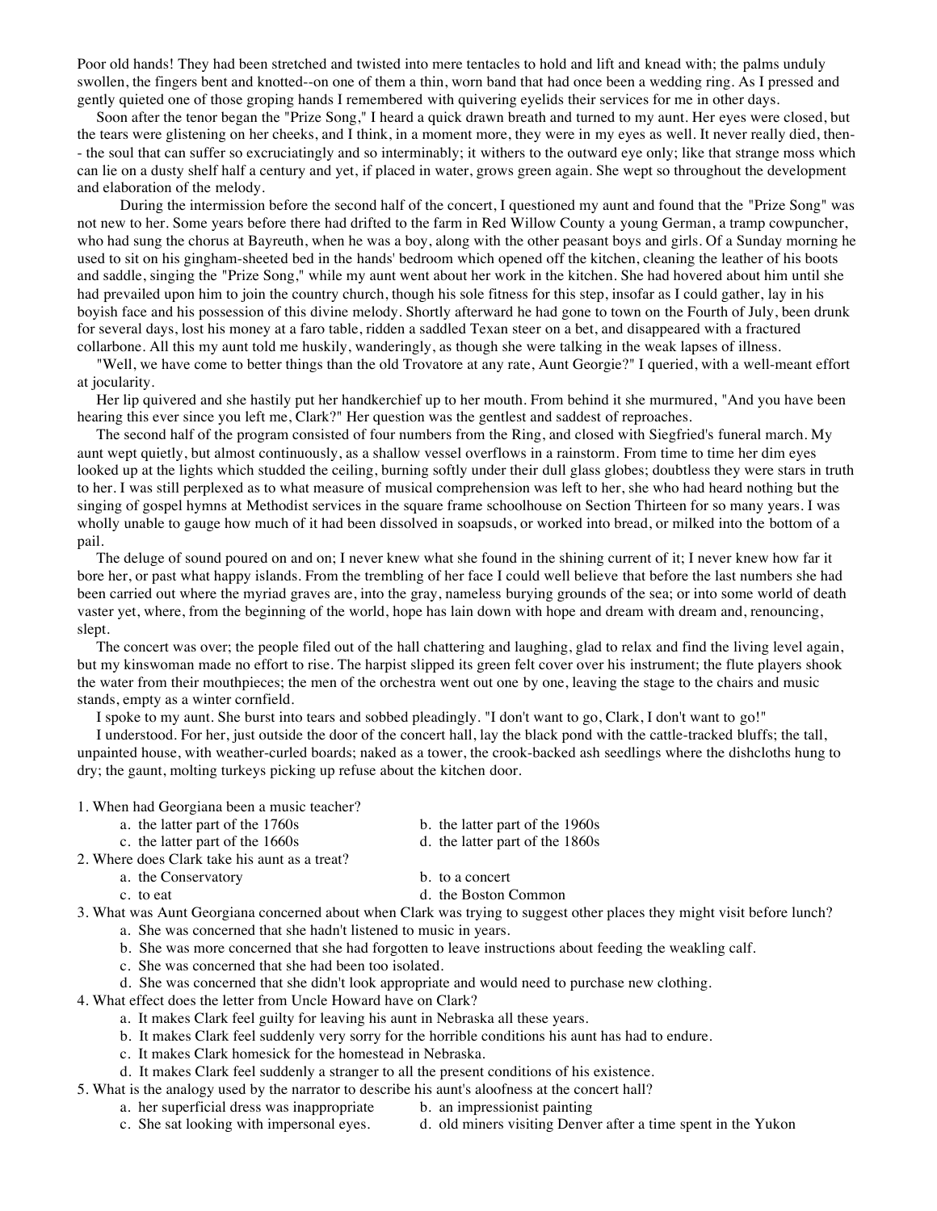Poor old hands! They had been stretched and twisted into mere tentacles to hold and lift and knead with; the palms unduly swollen, the fingers bent and knotted--on one of them a thin, worn band that had once been a wedding ring. As I pressed and gently quieted one of those groping hands I remembered with quivering eyelids their services for me in other days.

Soon after the tenor began the "Prize Song," I heard a quick drawn breath and turned to my aunt. Her eyes were closed, but the tears were glistening on her cheeks, and I think, in a moment more, they were in my eyes as well. It never really died, then-- the soul that can suffer so excruciatingly and so interminably; it withers to the outward eye only; like that strange moss which can lie on a dusty shelf half a century and yet, if placed in water, grows green again. She wept so throughout the development and elaboration of the melody.

During the intermission before the second half of the concert, I questioned my aunt and found that the "Prize Song" was not new to her. Some years before there had drifted to the farm in Red Willow County a young German, a tramp cowpuncher, who had sung the chorus at Bayreuth, when he was a boy, along with the other peasant boys and girls. Of a Sunday morning he used to sit on his gingham-sheeted bed in the hands' bedroom which opened off the kitchen, cleaning the leather of his boots and saddle, singing the "Prize Song," while my aunt went about her work in the kitchen. She had hovered about him until she had prevailed upon him to join the country church, though his sole fitness for this step, insofar as I could gather, lay in his boyish face and his possession of this divine melody. Shortly afterward he had gone to town on the Fourth of July, been drunk for several days, lost his money at a faro table, ridden a saddled Texan steer on a bet, and disappeared with a fractured collarbone. All this my aunt told me huskily, wanderingly, as though she were talking in the weak lapses of illness.

"Well, we have come to better things than the old Trovatore at any rate, Aunt Georgie?" I queried, with a well-meant effort at jocularity.

Her lip quivered and she hastily put her handkerchief up to her mouth. From behind it she murmured, "And you have been hearing this ever since you left me, Clark?" Her question was the gentlest and saddest of reproaches.

The second half of the program consisted of four numbers from the Ring, and closed with Siegfried's funeral march. My aunt wept quietly, but almost continuously, as a shallow vessel overflows in a rainstorm. From time to time her dim eyes looked up at the lights which studded the ceiling, burning softly under their dull glass globes; doubtless they were stars in truth to her. I was still perplexed as to what measure of musical comprehension was left to her, she who had heard nothing but the singing of gospel hymns at Methodist services in the square frame schoolhouse on Section Thirteen for so many years. I was wholly unable to gauge how much of it had been dissolved in soapsuds, or worked into bread, or milked into the bottom of a pail.

The deluge of sound poured on and on; I never knew what she found in the shining current of it; I never knew how far it bore her, or past what happy islands. From the trembling of her face I could well believe that before the last numbers she had been carried out where the myriad graves are, into the gray, nameless burying grounds of the sea; or into some world of death vaster yet, where, from the beginning of the world, hope has lain down with hope and dream with dream and, renouncing, slept.

The concert was over; the people filed out of the hall chattering and laughing, glad to relax and find the living level again, but my kinswoman made no effort to rise. The harpist slipped its green felt cover over his instrument; the flute players shook the water from their mouthpieces; the men of the orchestra went out one by one, leaving the stage to the chairs and music stands, empty as a winter cornfield.

I spoke to my aunt. She burst into tears and sobbed pleadingly. "I don't want to go, Clark, I don't want to go!"

I understood. For her, just outside the door of the concert hall, lay the black pond with the cattle-tracked bluffs; the tall, unpainted house, with weather-curled boards; naked as a tower, the crook-backed ash seedlings where the dishcloths hung to dry; the gaunt, molting turkeys picking up refuse about the kitchen door.

1. When had Georgiana been a music teacher?
   a. the latter part of the 1760s
   b. the latter part of the 1960s
   c. the latter part of the 1660s
   d. the latter part of the 1860s
2. Where does Clark take his aunt as a treat?
   a. the Conservatory
   b. to a concert
   c. to eat
   d. the Boston Common
3. What was Aunt Georgiana concerned about when Clark was trying to suggest other places they might visit before lunch?
   a. She was concerned that she hadn't listened to music in years.
   b. She was more concerned that she had forgotten to leave instructions about feeding the weakling calf.
   c. She was concerned that she had been too isolated.
   d. She was concerned that she didn't look appropriate and would need to purchase new clothing.
4. What effect does the letter from Uncle Howard have on Clark?
   a. It makes Clark feel guilty for leaving his aunt in Nebraska all these years.
   b. It makes Clark feel suddenly very sorry for the horrible conditions his aunt has had to endure.
   c. It makes Clark homesick for the homestead in Nebraska.
   d. It makes Clark feel suddenly a stranger to all the present conditions of his existence.
5. What is the analogy used by the narrator to describe his aunt's aloofness at the concert hall?
   a. her superficial dress was inappropriate
   b. an impressionist painting
   c. She sat looking with impersonal eyes.
   d. old miners visiting Denver after a time spent in the Yukon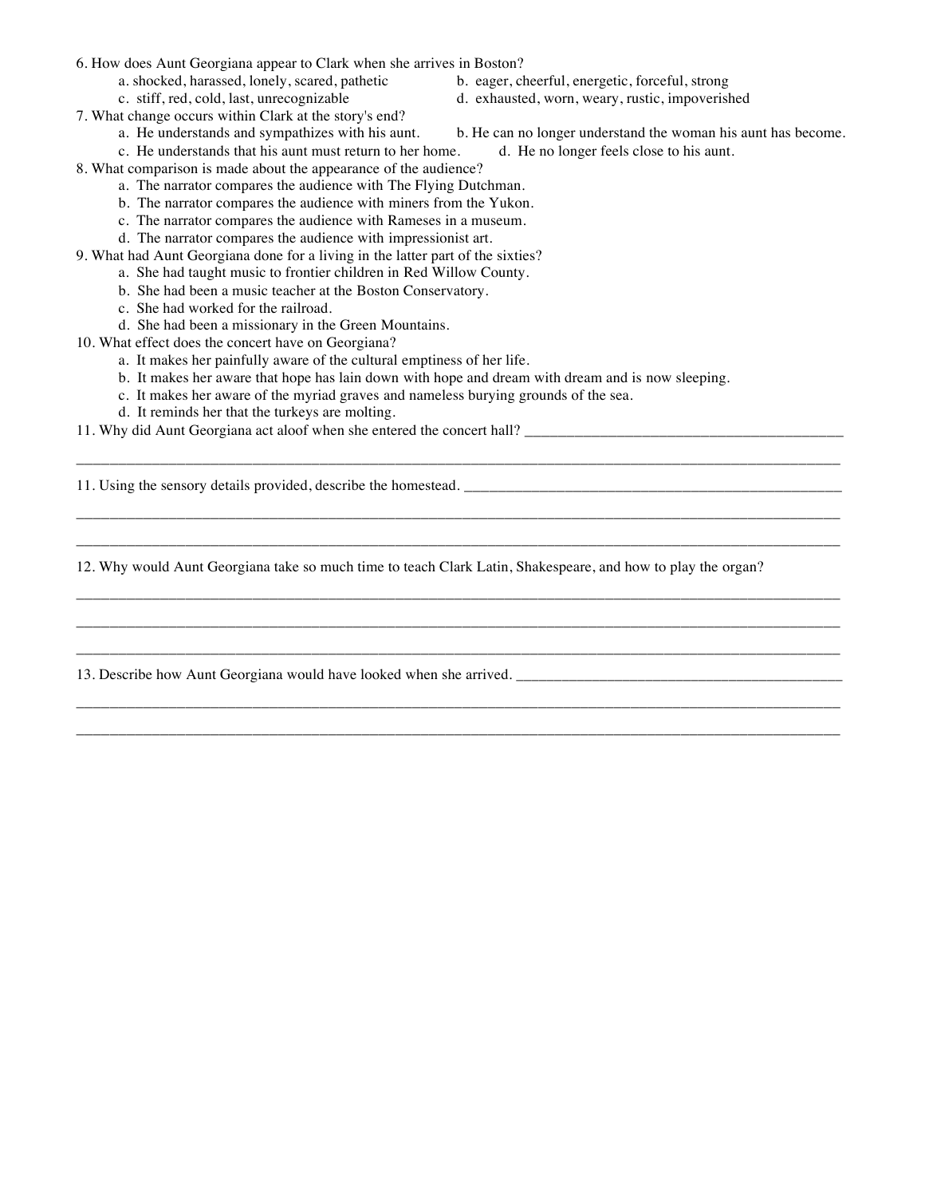6. How does Aunt Georgiana appear to Clark when she arrives in Boston?
   a. shocked, harassed, lonely, scared, pathetic
   b. eager, cheerful, energetic, forceful, strong
   c. stiff, red, cold, last, unrecognizable
   d. exhausted, worn, weary, rustic, impoverished

7. What change occurs within Clark at the story's end?
   a. He understands and sympathizes with his aunt.
   b. He can no longer understand the woman his aunt has become.
   c. He understands that his aunt must return to her home.
   d. He no longer feels close to his aunt.

8. What comparison is made about the appearance of the audience?
   a. The narrator compares the audience with The Flying Dutchman.
   b. The narrator compares the audience with miners from the Yukon.
   c. The narrator compares the audience with Rameses in a museum.
   d. The narrator compares the audience with impressionist art.

9. What had Aunt Georgiana done for a living in the latter part of the sixties?
   a. She had taught music to frontier children in Red Willow County.
   b. She had been a music teacher at the Boston Conservatory.
   c. She had worked for the railroad.
   d. She had been a missionary in the Green Mountains.

10. What effect does the concert have on Georgiana?
    a. It makes her painfully aware of the cultural emptiness of her life.
    b. It makes her aware that hope has lain down with hope and dream with dream and is now sleeping.
    c. It makes her aware of the myriad graves and nameless burying grounds of the sea.
    d. It reminds her that the turkeys are molting.

11. Why did Aunt Georgiana act aloof when she entered the concert hall? ______________________________________________

______________________________________________________________________________________________________

11. Using the sensory details provided, describe the homestead. ______________________________________________________

______________________________________________________________________________________________________

______________________________________________________________________________________________________

12. Why would Aunt Georgiana take so much time to teach Clark Latin, Shakespeare, and how to play the organ?

______________________________________________________________________________________________________

______________________________________________________________________________________________________

______________________________________________________________________________________________________

13. Describe how Aunt Georgiana would have looked when she arrived. ______________________________________________

______________________________________________________________________________________________________

______________________________________________________________________________________________________